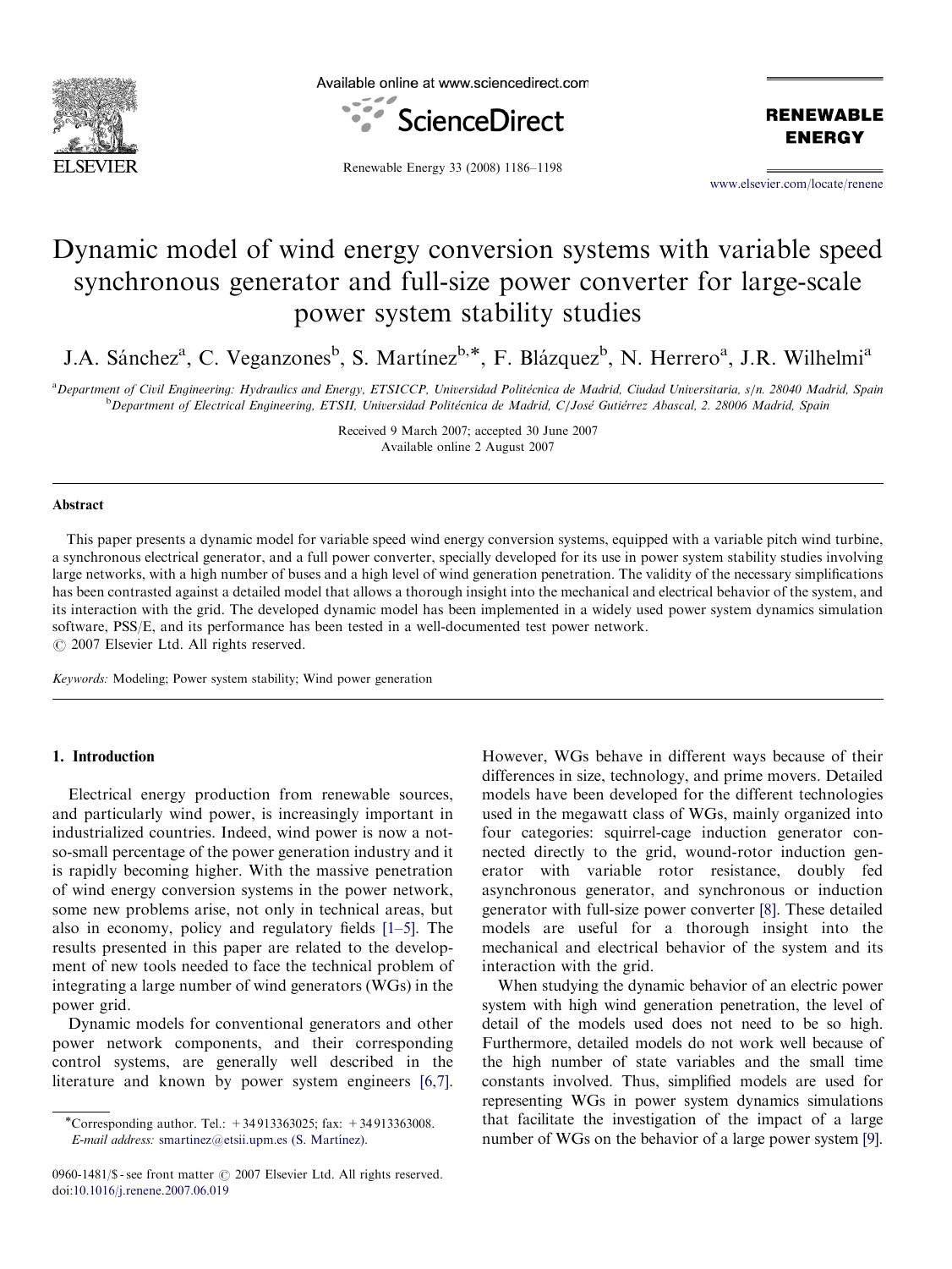# Dynamic model of wind energy conversion systems with variable speed synchronous generator and full-size power converter for large-scale power system stability studies

J.A. Sánchez[a], C. Veganzones[b], S. Martínez[b,*], F. Blázquez[b], N. Herrero[a], J.R. Wilhelmi[a]

[a]Department of Civil Engineering: Hydraulics and Energy, ETSICCP, Universidad Politécnica de Madrid, Ciudad Universitaria, s/n. 28040 Madrid, Spain
[b]Department of Electrical Engineering, ETSII, Universidad Politécnica de Madrid, C/José Gutiérrez Abascal, 2. 28006 Madrid, Spain

Received 9 March 2007; accepted 30 June 2007
Available online 2 August 2007

## Abstract

This paper presents a dynamic model for variable speed wind energy conversion systems, equipped with a variable pitch wind turbine, a synchronous electrical generator, and a full power converter, specially developed for its use in power system stability studies involving large networks, with a high number of buses and a high level of wind generation penetration. The validity of the necessary simplifications has been contrasted against a detailed model that allows a thorough insight into the mechanical and electrical behavior of the system, and its interaction with the grid. The developed dynamic model has been implemented in a widely used power system dynamics simulation software, PSS/E, and its performance has been tested in a well-documented test power network.
© 2007 Elsevier Ltd. All rights reserved.

*Keywords:* Modeling; Power system stability; Wind power generation

## 1. Introduction

Electrical energy production from renewable sources, and particularly wind power, is increasingly important in industrialized countries. Indeed, wind power is now a not-so-small percentage of the power generation industry and it is rapidly becoming higher. With the massive penetration of wind energy conversion systems in the power network, some new problems arise, not only in technical areas, but also in economy, policy and regulatory fields [1–5]. The results presented in this paper are related to the development of new tools needed to face the technical problem of integrating a large number of wind generators (WGs) in the power grid.

Dynamic models for conventional generators and other power network components, and their corresponding control systems, are generally well described in the literature and known by power system engineers [6,7]. However, WGs behave in different ways because of their differences in size, technology, and prime movers. Detailed models have been developed for the different technologies used in the megawatt class of WGs, mainly organized into four categories: squirrel-cage induction generator connected directly to the grid, wound-rotor induction generator with variable rotor resistance, doubly fed asynchronous generator, and synchronous or induction generator with full-size power converter [8]. These detailed models are useful for a thorough insight into the mechanical and electrical behavior of the system and its interaction with the grid.

When studying the dynamic behavior of an electric power system with high wind generation penetration, the level of detail of the models used does not need to be so high. Furthermore, detailed models do not work well because of the high number of state variables and the small time constants involved. Thus, simplified models are used for representing WGs in power system dynamics simulations that facilitate the investigation of the impact of a large number of WGs on the behavior of a large power system [9].

*Corresponding author. Tel.: +34 913363025; fax: +34 913363008.
*E-mail address:* smartinez@etsii.upm.es (S. Martínez).

0960-1481/$ - see front matter © 2007 Elsevier Ltd. All rights reserved.
doi:10.1016/j.renene.2007.06.019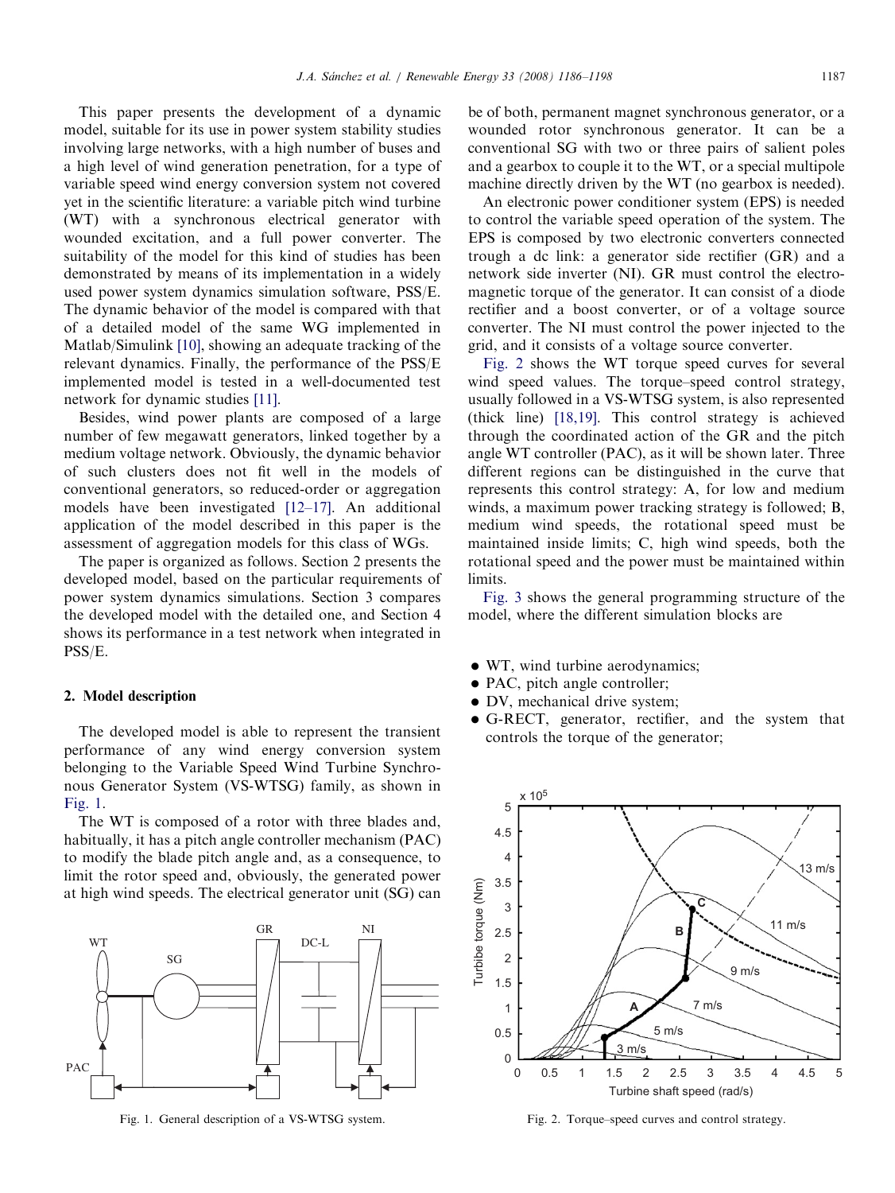This paper presents the development of a dynamic model, suitable for its use in power system stability studies involving large networks, with a high number of buses and a high level of wind generation penetration, for a type of variable speed wind energy conversion system not covered yet in the scientific literature: a variable pitch wind turbine (WT) with a synchronous electrical generator with wounded excitation, and a full power converter. The suitability of the model for this kind of studies has been demonstrated by means of its implementation in a widely used power system dynamics simulation software, PSS/E. The dynamic behavior of the model is compared with that of a detailed model of the same WG implemented in Matlab/Simulink [10], showing an adequate tracking of the relevant dynamics. Finally, the performance of the PSS/E implemented model is tested in a well-documented test network for dynamic studies [11].

Besides, wind power plants are composed of a large number of few megawatt generators, linked together by a medium voltage network. Obviously, the dynamic behavior of such clusters does not fit well in the models of conventional generators, so reduced-order or aggregation models have been investigated [12–17]. An additional application of the model described in this paper is the assessment of aggregation models for this class of WGs.

The paper is organized as follows. Section 2 presents the developed model, based on the particular requirements of power system dynamics simulations. Section 3 compares the developed model with the detailed one, and Section 4 shows its performance in a test network when integrated in PSS/E.

## 2. Model description

The developed model is able to represent the transient performance of any wind energy conversion system belonging to the Variable Speed Wind Turbine Synchronous Generator System (VS-WTSG) family, as shown in Fig. 1.

The WT is composed of a rotor with three blades and, habitually, it has a pitch angle controller mechanism (PAC) to modify the blade pitch angle and, as a consequence, to limit the rotor speed and, obviously, the generated power at high wind speeds. The electrical generator unit (SG) can be of both, permanent magnet synchronous generator, or a wounded rotor synchronous generator. It can be a conventional SG with two or three pairs of salient poles and a gearbox to couple it to the WT, or a special multipole machine directly driven by the WT (no gearbox is needed).

An electronic power conditioner system (EPS) is needed to control the variable speed operation of the system. The EPS is composed by two electronic converters connected trough a dc link: a generator side rectifier (GR) and a network side inverter (NI). GR must control the electromagnetic torque of the generator. It can consist of a diode rectifier and a boost converter, or of a voltage source converter. The NI must control the power injected to the grid, and it consists of a voltage source converter.

Fig. 1. General description of a VS-WTSG system.

Fig. 2 shows the WT torque speed curves for several wind speed values. The torque–speed control strategy, usually followed in a VS-WTSG system, is also represented (thick line) [18,19]. This control strategy is achieved through the coordinated action of the GR and the pitch angle WT controller (PAC), as it will be shown later. Three different regions can be distinguished in the curve that represents this control strategy: A, for low and medium winds, a maximum power tracking strategy is followed; B, medium wind speeds, the rotational speed must be maintained inside limits; C, high wind speeds, both the rotational speed and the power must be maintained within limits.

Fig. 3 shows the general programming structure of the model, where the different simulation blocks are

- WT, wind turbine aerodynamics;
- PAC, pitch angle controller;
- DV, mechanical drive system;
- G-RECT, generator, rectifier, and the system that controls the torque of the generator;

Fig. 2. Torque–speed curves and control strategy.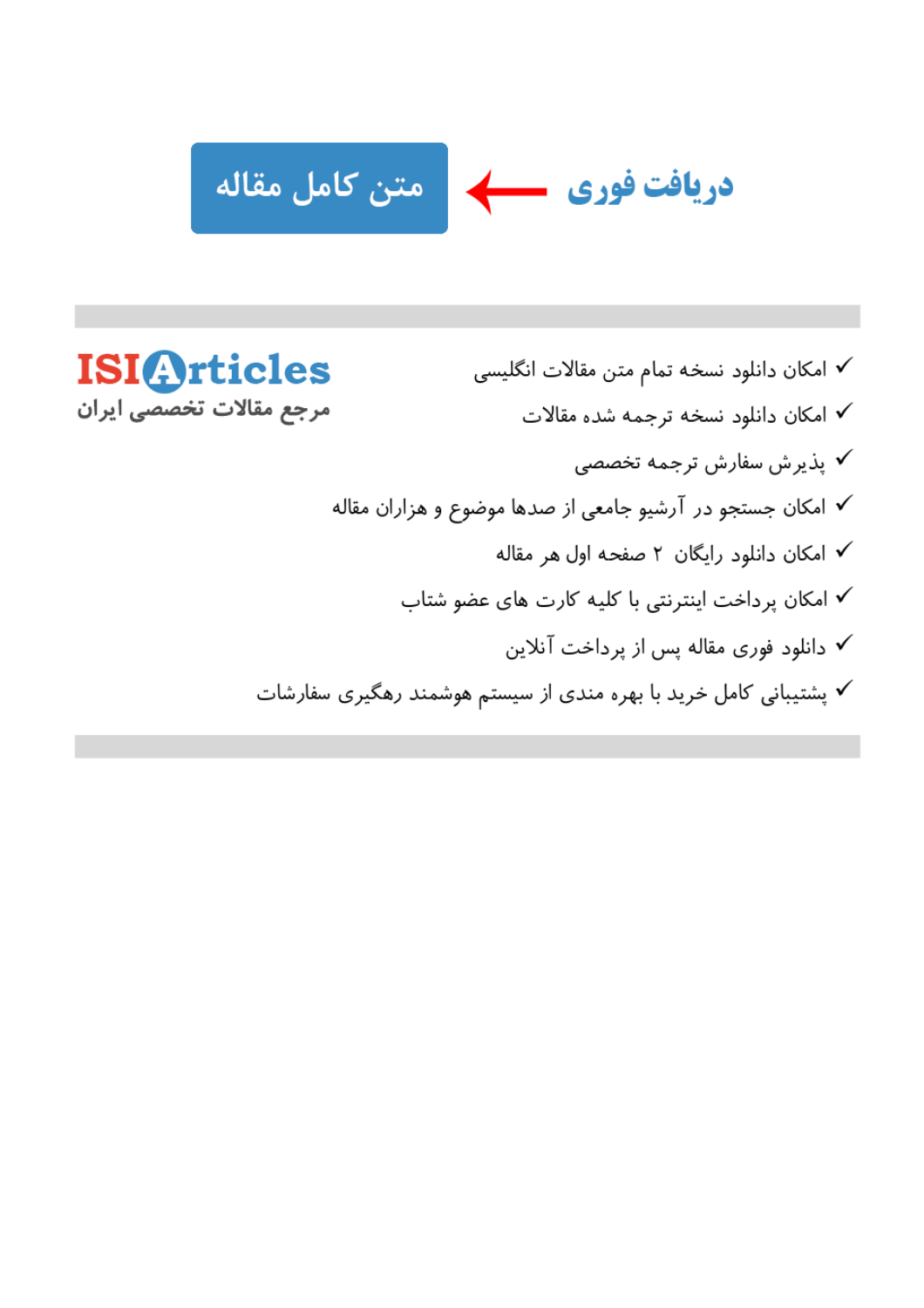دریافت فوری ← **متن کامل مقاله**

**ISIArticles**
مرجع مقالات تخصصی ایران

- ✓ امکان دانلود نسخه تمام متن مقالات انگلیسی
- ✓ امکان دانلود نسخه ترجمه شده مقالات
- ✓ پذیرش سفارش ترجمه تخصصی
- ✓ امکان جستجو در آرشیو جامعی از صدها موضوع و هزاران مقاله
- ✓ امکان دانلود رایگان ۲ صفحه اول هر مقاله
- ✓ امکان پرداخت اینترنتی با کلیه کارت های عضو شتاب
- ✓ دانلود فوری مقاله پس از پرداخت آنلاین
- ✓ پشتیبانی کامل خرید با بهره مندی از سیستم هوشمند رهگیری سفارشات